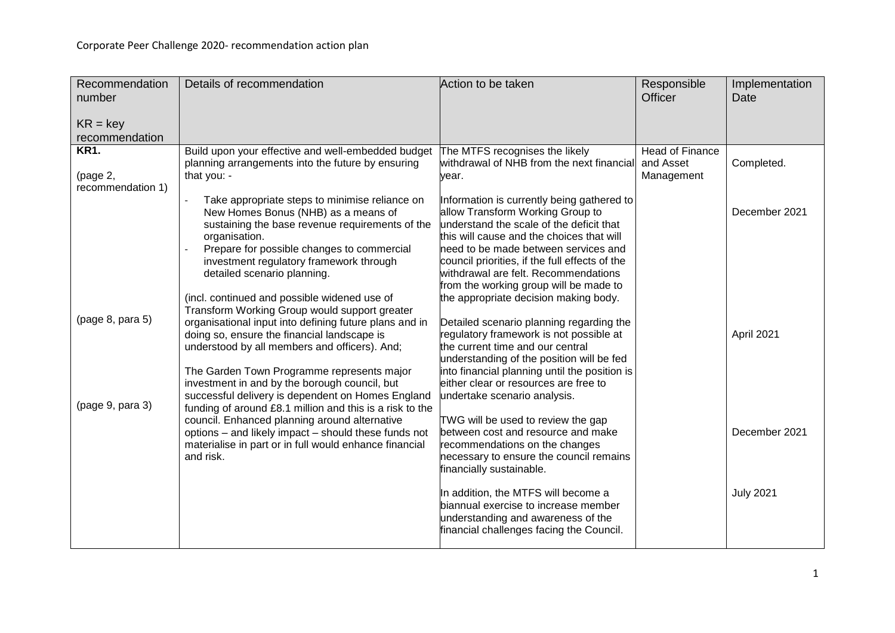Corporate Peer Challenge 2020- recommendation action plan

| Recommendation number<br><br>KR = key recommendation | Details of recommendation | Action to be taken | Responsible Officer | Implementation Date |
|---|---|---|---|---|
| **KR1.**<br><br>(page 2, recommendation 1)<br><br><br><br><br><br><br><br><br>(page 8, para 5)<br><br><br><br><br><br>(page 9, para 3) | Build upon your effective and well-embedded budget planning arrangements into the future by ensuring that you: -<br><br>- Take appropriate steps to minimise reliance on New Homes Bonus (NHB) as a means of sustaining the base revenue requirements of the organisation.<br>- Prepare for possible changes to commercial investment regulatory framework through detailed scenario planning.<br><br>(incl. continued and possible widened use of Transform Working Group would support greater organisational input into defining future plans and in doing so, ensure the financial landscape is understood by all members and officers). And;<br><br>The Garden Town Programme represents major investment in and by the borough council, but successful delivery is dependent on Homes England funding of around £8.1 million and this is a risk to the council. Enhanced planning around alternative options – and likely impact – should these funds not materialise in part or in full would enhance financial and risk. | The MTFS recognises the likely withdrawal of NHB from the next financial year.<br><br>Information is currently being gathered to allow Transform Working Group to understand the scale of the deficit that this will cause and the choices that will need to be made between services and council priorities, if the full effects of the withdrawal are felt. Recommendations from the working group will be made to the appropriate decision making body.<br><br>Detailed scenario planning regarding the regulatory framework is not possible at the current time and our central understanding of the position will be fed into financial planning until the position is either clear or resources are free to undertake scenario analysis.<br><br>TWG will be used to review the gap between cost and resource and make recommendations on the changes necessary to ensure the council remains financially sustainable.<br><br>In addition, the MTFS will become a biannual exercise to increase member understanding and awareness of the financial challenges facing the Council. | Head of Finance and Asset Management | Completed.<br><br>December 2021<br><br><br><br><br><br><br>April 2021<br><br><br><br><br>December 2021<br><br><br><br>July 2021 |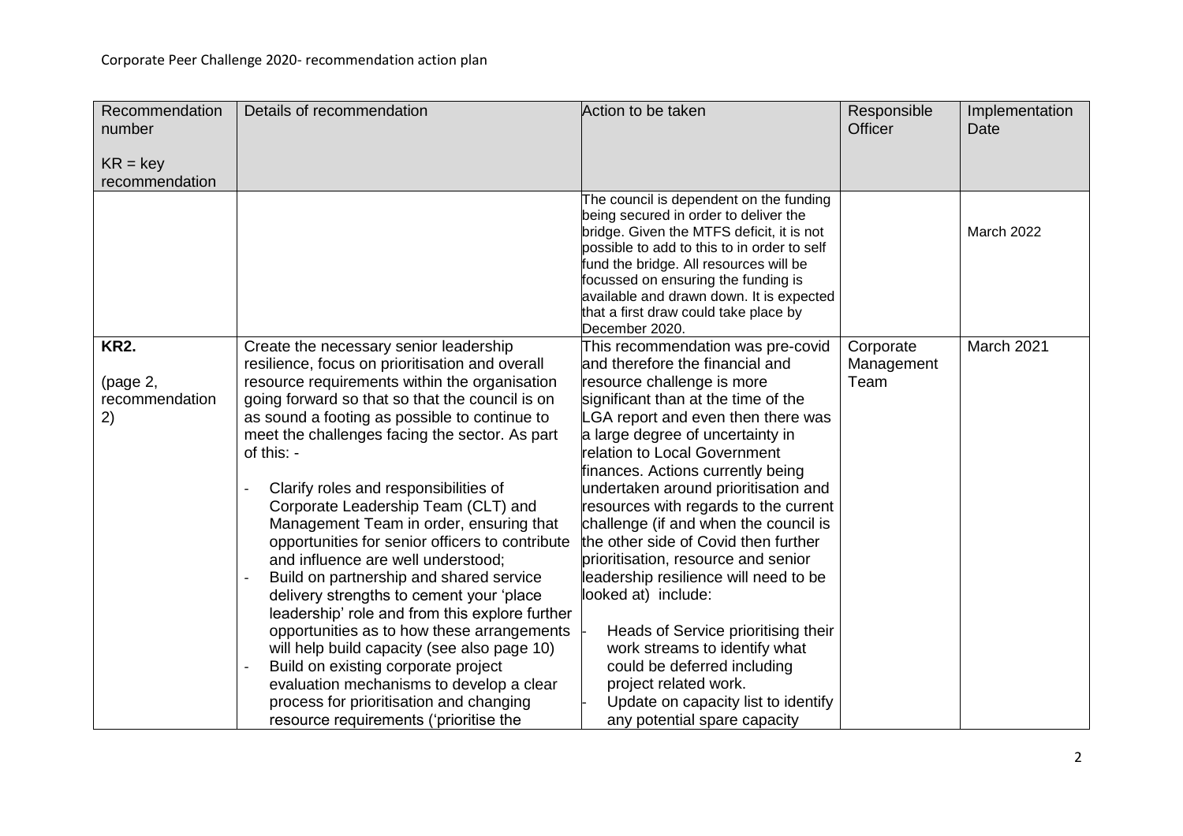| Recommendation number<br><br>KR = key recommendation | Details of recommendation | Action to be taken | Responsible Officer | Implementation Date |
|---|---|---|---|---|
| | | The council is dependent on the funding being secured in order to deliver the bridge. Given the MTFS deficit, it is not possible to add to this in order to self fund the bridge. All resources will be focussed on ensuring the funding is available and drawn down. It is expected that a first draw could take place by December 2020. | | March 2022 |
| **KR2.**<br><br>(page 2, recommendation 2) | Create the necessary senior leadership resilience, focus on prioritisation and overall resource requirements within the organisation going forward so that so that the council is on as sound a footing as possible to continue to meet the challenges facing the sector. As part of this: -<br><br>- Clarify roles and responsibilities of Corporate Leadership Team (CLT) and Management Team in order, ensuring that opportunities for senior officers to contribute and influence are well understood;<br>- Build on partnership and shared service delivery strengths to cement your 'place leadership' role and from this explore further opportunities as to how these arrangements will help build capacity (see also page 10)<br>- Build on existing corporate project evaluation mechanisms to develop a clear process for prioritisation and changing resource requirements ('prioritise the | This recommendation was pre-covid and therefore the financial and resource challenge is more significant than at the time of the LGA report and even then there was a large degree of uncertainty in relation to Local Government finances. Actions currently being undertaken around prioritisation and resources with regards to the current challenge (if and when the council is the other side of Covid then further prioritisation, resource and senior leadership resilience will need to be looked at) include:<br><br>- Heads of Service prioritising their work streams to identify what could be deferred including project related work.<br>- Update on capacity list to identify any potential spare capacity | Corporate Management Team | March 2021 |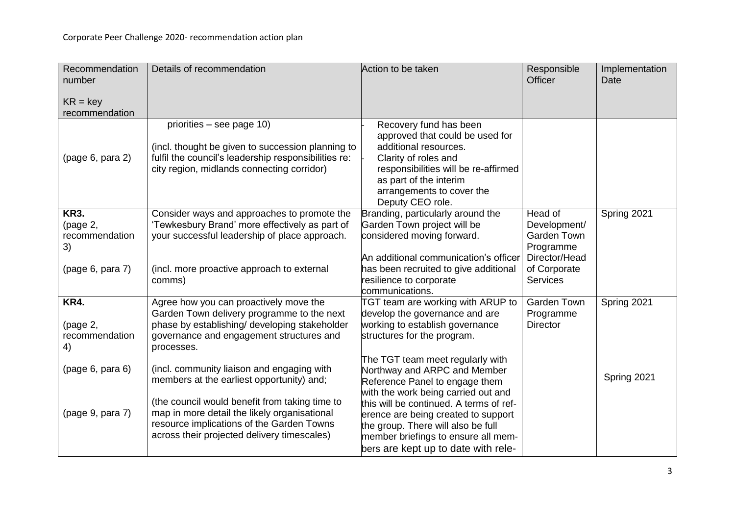| Recommendation number<br><br>KR = key recommendation | Details of recommendation | Action to be taken | Responsible Officer | Implementation Date |
|---|---|---|---|---|
| (page 6, para 2) | priorities – see page 10)<br><br>(incl. thought be given to succession planning to fulfil the council's leadership responsibilities re: city region, midlands connecting corridor) | - Recovery fund has been approved that could be used for additional resources.<br>- Clarity of roles and responsibilities will be re-affirmed as part of the interim arrangements to cover the Deputy CEO role. | | |
| **KR3.**<br>(page 2, recommendation 3)<br><br>(page 6, para 7) | Consider ways and approaches to promote the 'Tewkesbury Brand' more effectively as part of your successful leadership of place approach.<br><br>(incl. more proactive approach to external comms) | Branding, particularly around the Garden Town project will be considered moving forward.<br><br>An additional communication's officer has been recruited to give additional resilience to corporate communications. | Head of Development/ Garden Town Programme Director/Head of Corporate Services | Spring 2021 |
| **KR4.**<br><br>(page 2, recommendation 4)<br><br>(page 6, para 6)<br><br>(page 9, para 7) | Agree how you can proactively move the Garden Town delivery programme to the next phase by establishing/ developing stakeholder governance and engagement structures and processes.<br><br>(incl. community liaison and engaging with members at the earliest opportunity) and;<br><br>(the council would benefit from taking time to map in more detail the likely organisational resource implications of the Garden Towns across their projected delivery timescales) | TGT team are working with ARUP to develop the governance and are working to establish governance structures for the program.<br><br>The TGT team meet regularly with Northway and ARPC and Member Reference Panel to engage them with the work being carried out and this will be continued. A terms of ref-erence are being created to support the group. There will also be full member briefings to ensure all mem-bers are kept up to date with rele- | Garden Town Programme Director | Spring 2021<br><br>Spring 2021 |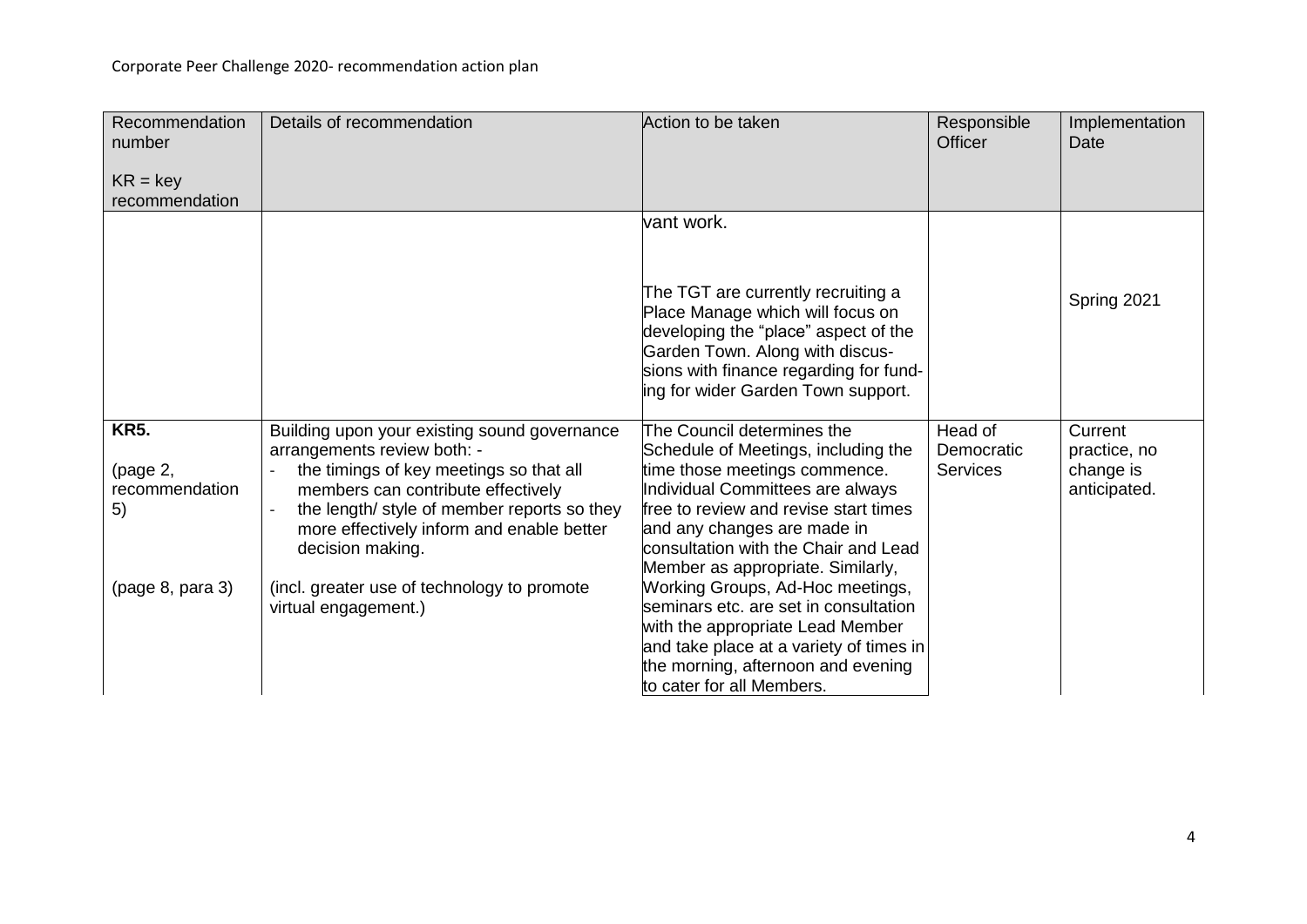| Recommendation number<br><br>KR = key recommendation | Details of recommendation | Action to be taken | Responsible Officer | Implementation Date |
|---|---|---|---|---|
| | | vant work.<br><br>The TGT are currently recruiting a Place Manage which will focus on developing the "place" aspect of the Garden Town. Along with discus-sions with finance regarding for fund-ing for wider Garden Town support. | | Spring 2021 |
| **KR5.**<br><br>(page 2, recommendation 5)<br><br>(page 8, para 3) | Building upon your existing sound governance arrangements review both: -<br>- the timings of key meetings so that all members can contribute effectively<br>- the length/ style of member reports so they more effectively inform and enable better decision making.<br><br>(incl. greater use of technology to promote virtual engagement.) | The Council determines the Schedule of Meetings, including the time those meetings commence. Individual Committees are always free to review and revise start times and any changes are made in consultation with the Chair and Lead Member as appropriate. Similarly, Working Groups, Ad-Hoc meetings, seminars etc. are set in consultation with the appropriate Lead Member and take place at a variety of times in the morning, afternoon and evening to cater for all Members. | Head of Democratic Services | Current practice, no change is anticipated. |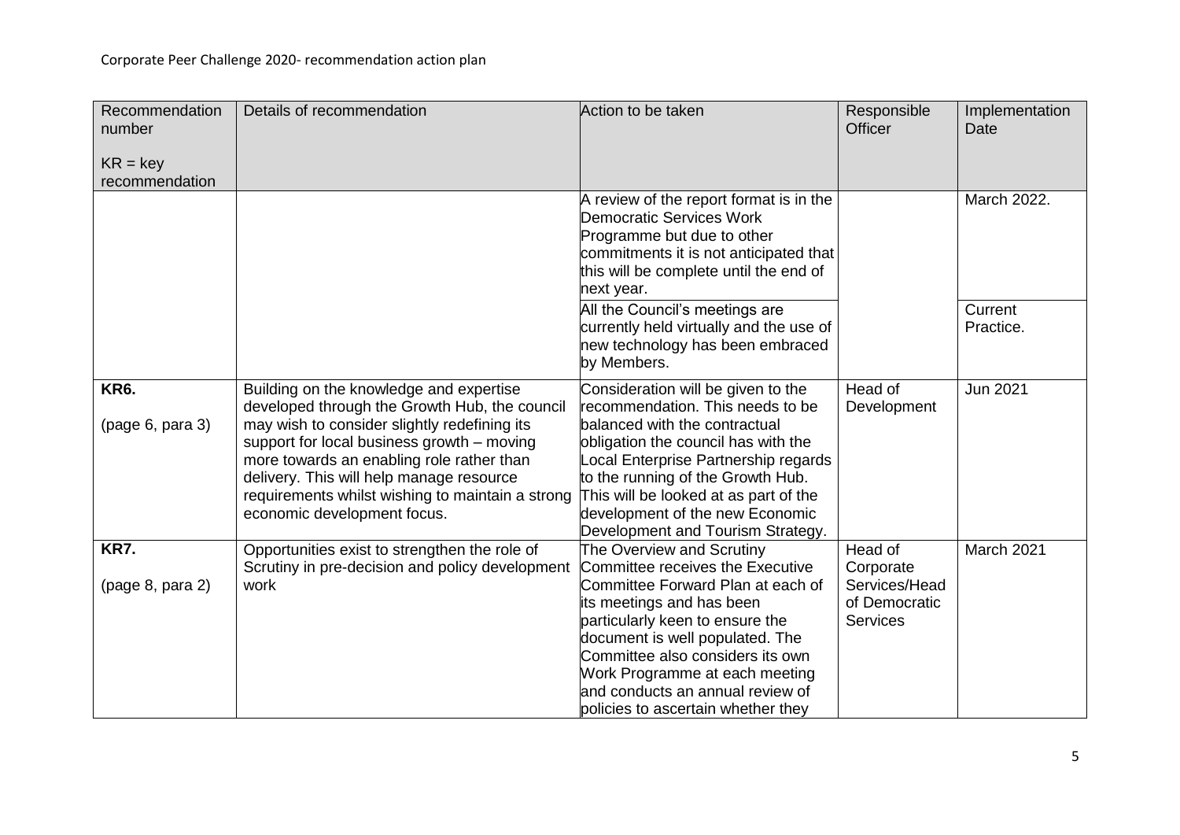| Recommendation number<br><br>KR = key recommendation | Details of recommendation | Action to be taken | Responsible Officer | Implementation Date |
|---|---|---|---|---|
| | | A review of the report format is in the Democratic Services Work Programme but due to other commitments it is not anticipated that this will be complete until the end of next year. | | March 2022. |
| | | All the Council's meetings are currently held virtually and the use of new technology has been embraced by Members. | | Current Practice. |
| **KR6.**<br><br>(page 6, para 3) | Building on the knowledge and expertise developed through the Growth Hub, the council may wish to consider slightly redefining its support for local business growth – moving more towards an enabling role rather than delivery. This will help manage resource requirements whilst wishing to maintain a strong economic development focus. | Consideration will be given to the recommendation. This needs to be balanced with the contractual obligation the council has with the Local Enterprise Partnership regards to the running of the Growth Hub. This will be looked at as part of the development of the new Economic Development and Tourism Strategy. | Head of Development | Jun 2021 |
| **KR7.**<br><br>(page 8, para 2) | Opportunities exist to strengthen the role of Scrutiny in pre-decision and policy development work | The Overview and Scrutiny Committee receives the Executive Committee Forward Plan at each of its meetings and has been particularly keen to ensure the document is well populated. The Committee also considers its own Work Programme at each meeting and conducts an annual review of policies to ascertain whether they | Head of Corporate Services/Head of Democratic Services | March 2021 |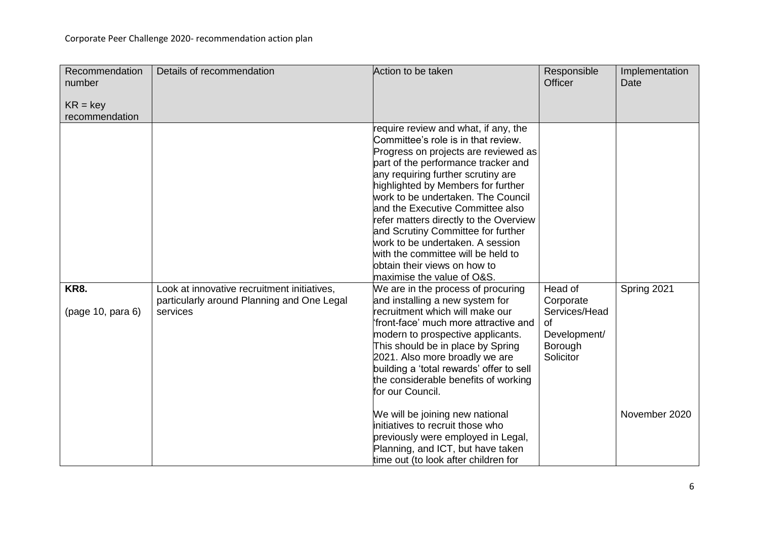| Recommendation number<br><br>KR = key recommendation | Details of recommendation | Action to be taken | Responsible Officer | Implementation Date |
|---|---|---|---|---|
| | | require review and what, if any, the Committee's role is in that review. Progress on projects are reviewed as part of the performance tracker and any requiring further scrutiny are highlighted by Members for further work to be undertaken. The Council and the Executive Committee also refer matters directly to the Overview and Scrutiny Committee for further work to be undertaken. A session with the committee will be held to obtain their views on how to maximise the value of O&S. | | |
| **KR8.**<br><br>(page 10, para 6) | Look at innovative recruitment initiatives, particularly around Planning and One Legal services | We are in the process of procuring and installing a new system for recruitment which will make our 'front-face' much more attractive and modern to prospective applicants. This should be in place by Spring 2021. Also more broadly we are building a 'total rewards' offer to sell the considerable benefits of working for our Council. | Head of Corporate Services/Head of Development/ Borough Solicitor | Spring 2021 |
| | | We will be joining new national initiatives to recruit those who previously were employed in Legal, Planning, and ICT, but have taken time out (to look after children for | | November 2020 |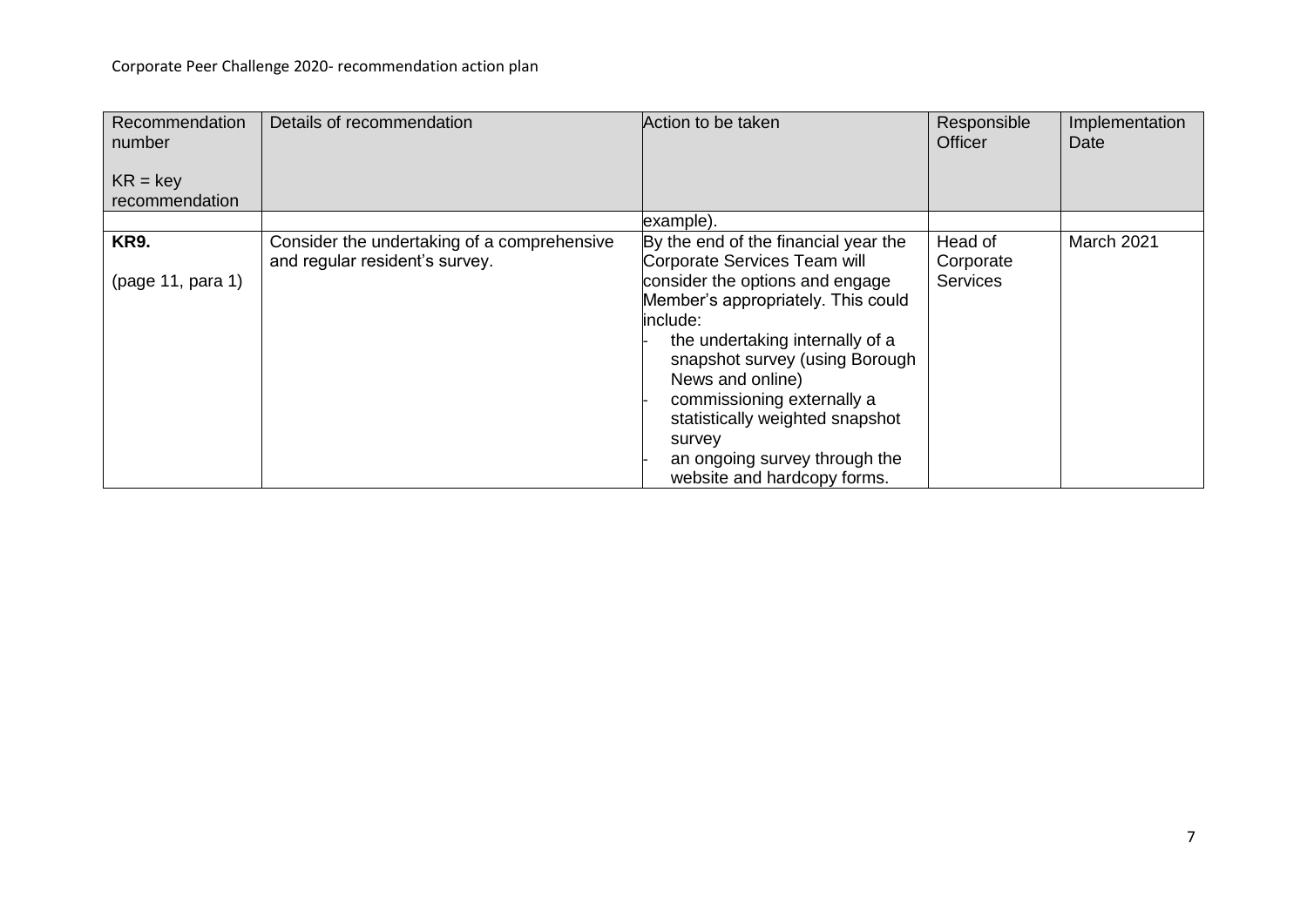| Recommendation number<br><br>KR = key recommendation | Details of recommendation | Action to be taken | Responsible Officer | Implementation Date |
|---|---|---|---|---|
| | | example). | | |
| **KR9.**<br><br>(page 11, para 1) | Consider the undertaking of a comprehensive and regular resident's survey. | By the end of the financial year the Corporate Services Team will consider the options and engage Member's appropriately. This could include:<br>- the undertaking internally of a snapshot survey (using Borough News and online)<br>- commissioning externally a statistically weighted snapshot survey<br>- an ongoing survey through the website and hardcopy forms. | Head of Corporate Services | March 2021 |